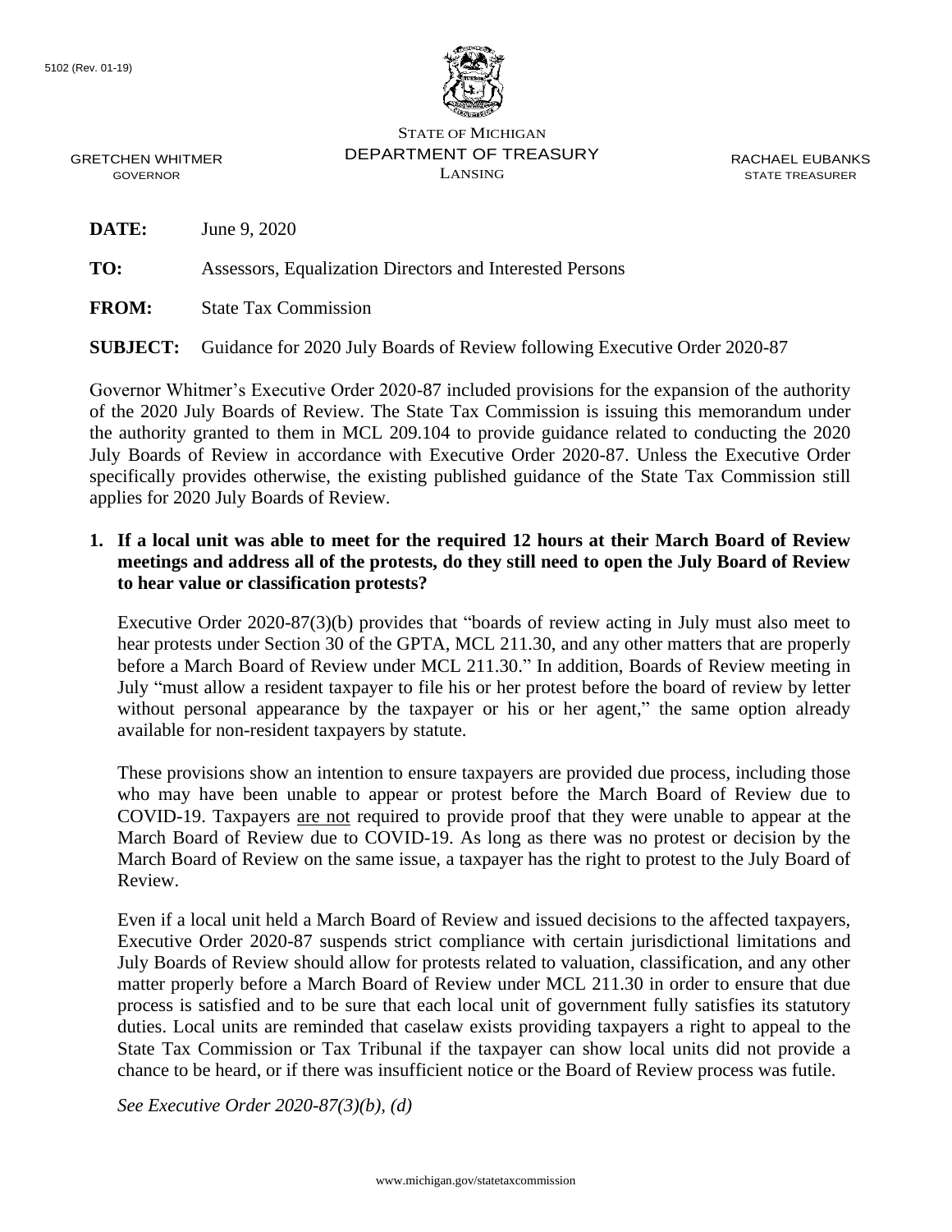5102 (Rev. 01-19)

STATE OF MICHIGAN
DEPARTMENT OF TREASURY
LANSING

GRETCHEN WHITMER
GOVERNOR

RACHAEL EUBANKS
STATE TREASURER

**DATE:** June 9, 2020

**TO:** Assessors, Equalization Directors and Interested Persons

**FROM:** State Tax Commission

**SUBJECT:** Guidance for 2020 July Boards of Review following Executive Order 2020-87

Governor Whitmer's Executive Order 2020-87 included provisions for the expansion of the authority of the 2020 July Boards of Review. The State Tax Commission is issuing this memorandum under the authority granted to them in MCL 209.104 to provide guidance related to conducting the 2020 July Boards of Review in accordance with Executive Order 2020-87. Unless the Executive Order specifically provides otherwise, the existing published guidance of the State Tax Commission still applies for 2020 July Boards of Review.

**1. If a local unit was able to meet for the required 12 hours at their March Board of Review meetings and address all of the protests, do they still need to open the July Board of Review to hear value or classification protests?**

Executive Order 2020-87(3)(b) provides that "boards of review acting in July must also meet to hear protests under Section 30 of the GPTA, MCL 211.30, and any other matters that are properly before a March Board of Review under MCL 211.30." In addition, Boards of Review meeting in July "must allow a resident taxpayer to file his or her protest before the board of review by letter without personal appearance by the taxpayer or his or her agent," the same option already available for non-resident taxpayers by statute.

These provisions show an intention to ensure taxpayers are provided due process, including those who may have been unable to appear or protest before the March Board of Review due to COVID-19. Taxpayers are not required to provide proof that they were unable to appear at the March Board of Review due to COVID-19. As long as there was no protest or decision by the March Board of Review on the same issue, a taxpayer has the right to protest to the July Board of Review.

Even if a local unit held a March Board of Review and issued decisions to the affected taxpayers, Executive Order 2020-87 suspends strict compliance with certain jurisdictional limitations and July Boards of Review should allow for protests related to valuation, classification, and any other matter properly before a March Board of Review under MCL 211.30 in order to ensure that due process is satisfied and to be sure that each local unit of government fully satisfies its statutory duties. Local units are reminded that caselaw exists providing taxpayers a right to appeal to the State Tax Commission or Tax Tribunal if the taxpayer can show local units did not provide a chance to be heard, or if there was insufficient notice or the Board of Review process was futile.

*See Executive Order 2020-87(3)(b), (d)*

www.michigan.gov/statetaxcommission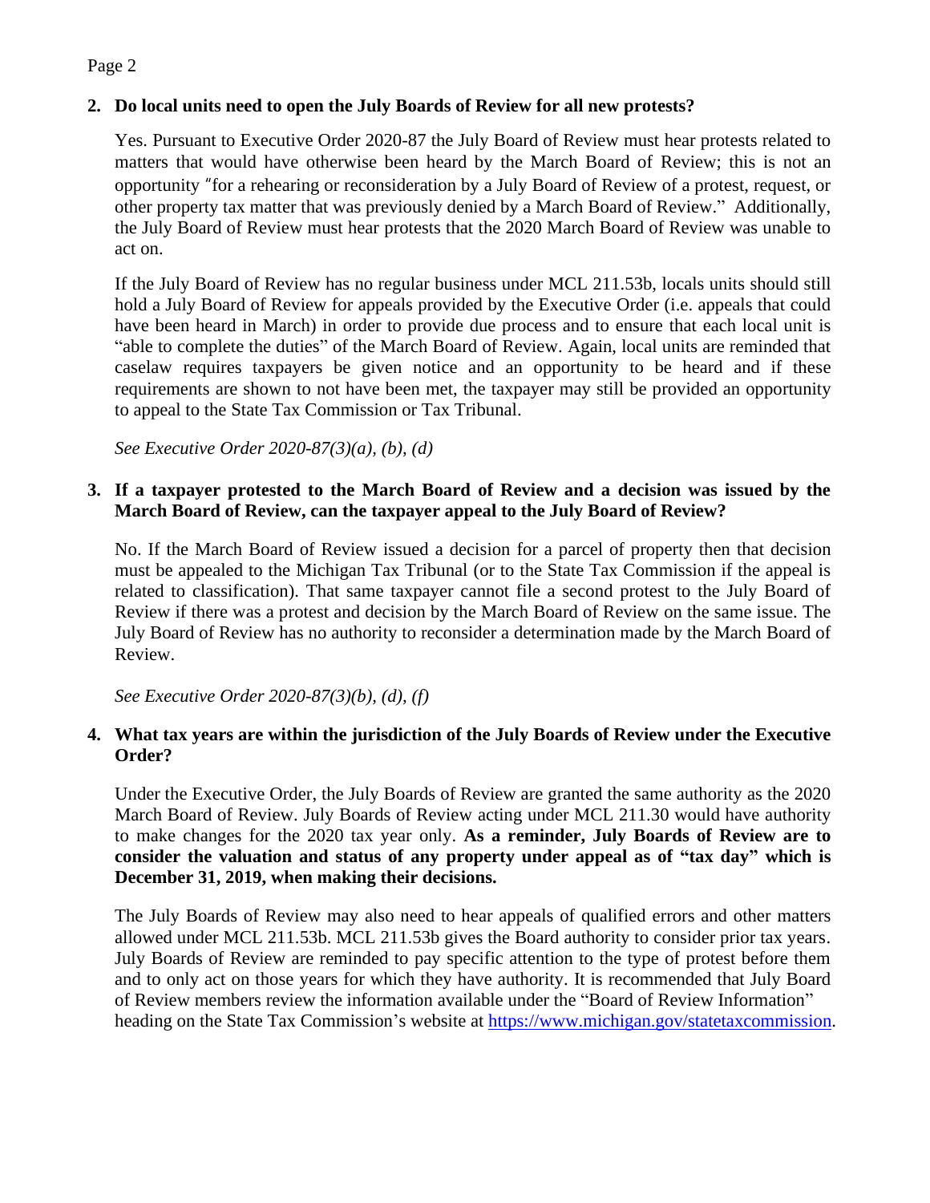2. **Do local units need to open the July Boards of Review for all new protests?**

   Yes. Pursuant to Executive Order 2020-87 the July Board of Review must hear protests related to matters that would have otherwise been heard by the March Board of Review; this is not an opportunity "for a rehearing or reconsideration by a July Board of Review of a protest, request, or other property tax matter that was previously denied by a March Board of Review." Additionally, the July Board of Review must hear protests that the 2020 March Board of Review was unable to act on.

   If the July Board of Review has no regular business under MCL 211.53b, locals units should still hold a July Board of Review for appeals provided by the Executive Order (i.e. appeals that could have been heard in March) in order to provide due process and to ensure that each local unit is "able to complete the duties" of the March Board of Review. Again, local units are reminded that caselaw requires taxpayers be given notice and an opportunity to be heard and if these requirements are shown to not have been met, the taxpayer may still be provided an opportunity to appeal to the State Tax Commission or Tax Tribunal.

   *See Executive Order 2020-87(3)(a), (b), (d)*

3. **If a taxpayer protested to the March Board of Review and a decision was issued by the March Board of Review, can the taxpayer appeal to the July Board of Review?**

   No. If the March Board of Review issued a decision for a parcel of property then that decision must be appealed to the Michigan Tax Tribunal (or to the State Tax Commission if the appeal is related to classification). That same taxpayer cannot file a second protest to the July Board of Review if there was a protest and decision by the March Board of Review on the same issue. The July Board of Review has no authority to reconsider a determination made by the March Board of Review.

   *See Executive Order 2020-87(3)(b), (d), (f)*

4. **What tax years are within the jurisdiction of the July Boards of Review under the Executive Order?**

   Under the Executive Order, the July Boards of Review are granted the same authority as the 2020 March Board of Review. July Boards of Review acting under MCL 211.30 would have authority to make changes for the 2020 tax year only. **As a reminder, July Boards of Review are to consider the valuation and status of any property under appeal as of "tax day" which is December 31, 2019, when making their decisions.**

   The July Boards of Review may also need to hear appeals of qualified errors and other matters allowed under MCL 211.53b. MCL 211.53b gives the Board authority to consider prior tax years. July Boards of Review are reminded to pay specific attention to the type of protest before them and to only act on those years for which they have authority. It is recommended that July Board of Review members review the information available under the "Board of Review Information" heading on the State Tax Commission's website at https://www.michigan.gov/statetaxcommission.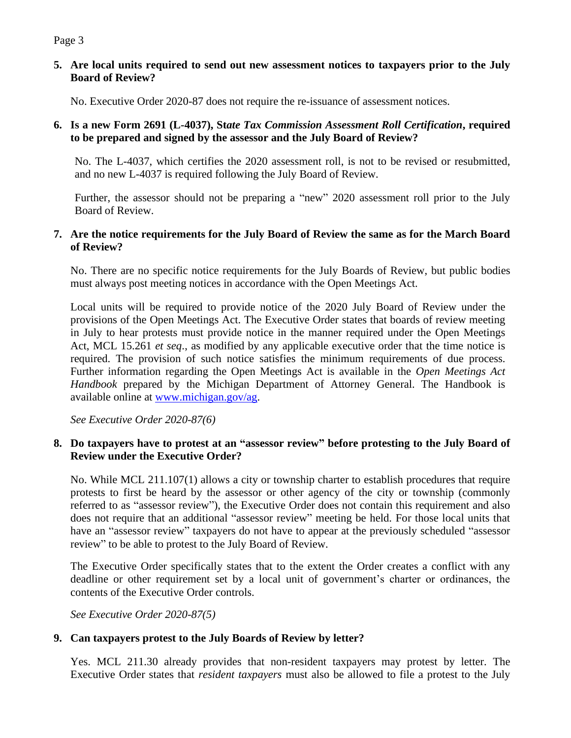**5. Are local units required to send out new assessment notices to taxpayers prior to the July Board of Review?**

No. Executive Order 2020-87 does not require the re-issuance of assessment notices.

**6. Is a new Form 2691 (L-4037), St*ate Tax Commission Assessment Roll Certification*, required to be prepared and signed by the assessor and the July Board of Review?**

No. The L-4037, which certifies the 2020 assessment roll, is not to be revised or resubmitted, and no new L-4037 is required following the July Board of Review.

Further, the assessor should not be preparing a "new" 2020 assessment roll prior to the July Board of Review.

**7. Are the notice requirements for the July Board of Review the same as for the March Board of Review?**

No. There are no specific notice requirements for the July Boards of Review, but public bodies must always post meeting notices in accordance with the Open Meetings Act.

Local units will be required to provide notice of the 2020 July Board of Review under the provisions of the Open Meetings Act. The Executive Order states that boards of review meeting in July to hear protests must provide notice in the manner required under the Open Meetings Act, MCL 15.261 *et seq*., as modified by any applicable executive order that the time notice is required. The provision of such notice satisfies the minimum requirements of due process. Further information regarding the Open Meetings Act is available in the *Open Meetings Act Handbook* prepared by the Michigan Department of Attorney General. The Handbook is available online at www.michigan.gov/ag.

*See Executive Order 2020-87(6)*

**8. Do taxpayers have to protest at an "assessor review" before protesting to the July Board of Review under the Executive Order?**

No. While MCL 211.107(1) allows a city or township charter to establish procedures that require protests to first be heard by the assessor or other agency of the city or township (commonly referred to as "assessor review"), the Executive Order does not contain this requirement and also does not require that an additional "assessor review" meeting be held. For those local units that have an "assessor review" taxpayers do not have to appear at the previously scheduled "assessor review" to be able to protest to the July Board of Review.

The Executive Order specifically states that to the extent the Order creates a conflict with any deadline or other requirement set by a local unit of government's charter or ordinances, the contents of the Executive Order controls.

*See Executive Order 2020-87(5)*

**9. Can taxpayers protest to the July Boards of Review by letter?**

Yes. MCL 211.30 already provides that non-resident taxpayers may protest by letter. The Executive Order states that *resident taxpayers* must also be allowed to file a protest to the July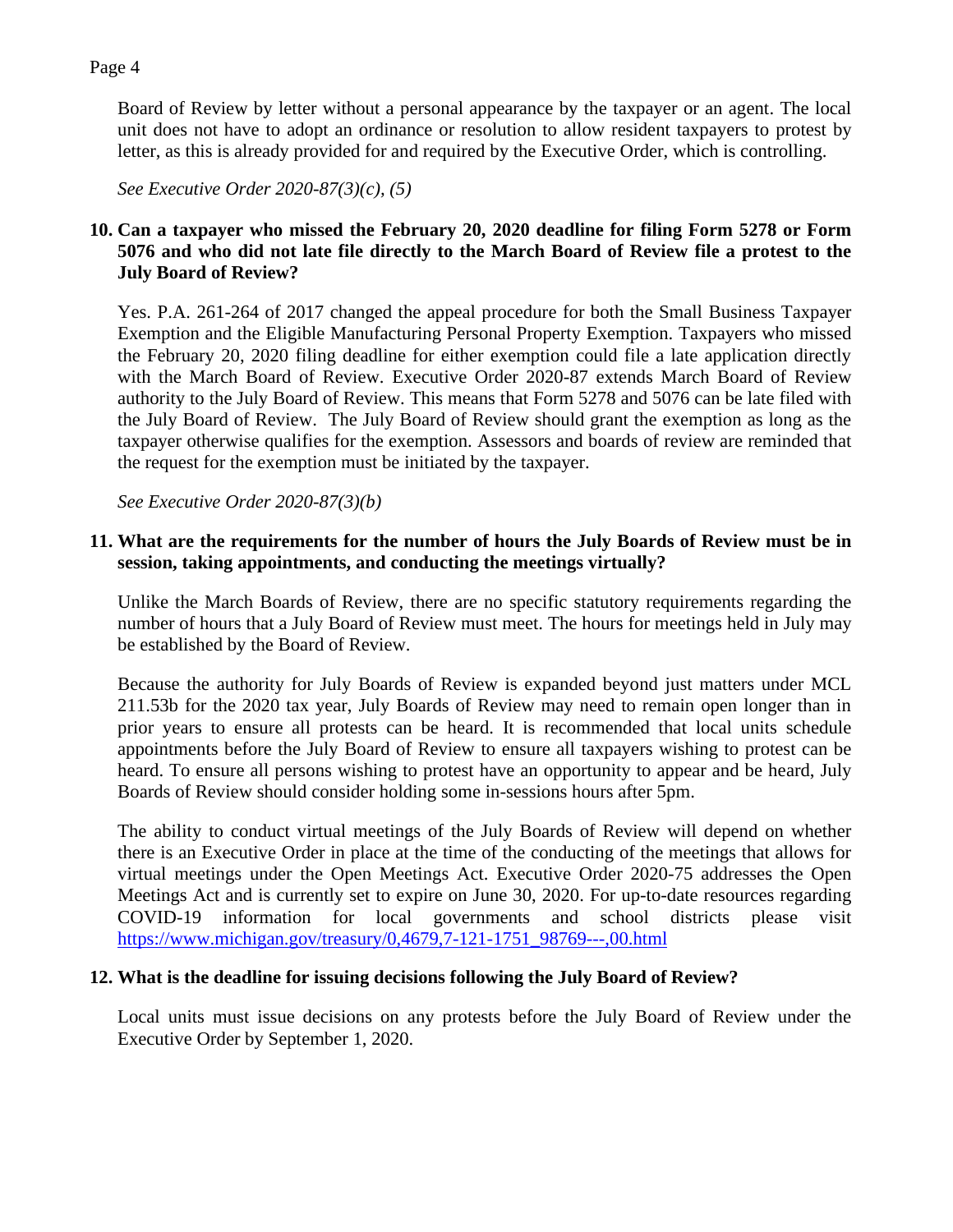Board of Review by letter without a personal appearance by the taxpayer or an agent. The local unit does not have to adopt an ordinance or resolution to allow resident taxpayers to protest by letter, as this is already provided for and required by the Executive Order, which is controlling.

*See Executive Order 2020-87(3)(c), (5)*

**10. Can a taxpayer who missed the February 20, 2020 deadline for filing Form 5278 or Form 5076 and who did not late file directly to the March Board of Review file a protest to the July Board of Review?**

Yes. P.A. 261-264 of 2017 changed the appeal procedure for both the Small Business Taxpayer Exemption and the Eligible Manufacturing Personal Property Exemption. Taxpayers who missed the February 20, 2020 filing deadline for either exemption could file a late application directly with the March Board of Review. Executive Order 2020-87 extends March Board of Review authority to the July Board of Review. This means that Form 5278 and 5076 can be late filed with the July Board of Review. The July Board of Review should grant the exemption as long as the taxpayer otherwise qualifies for the exemption. Assessors and boards of review are reminded that the request for the exemption must be initiated by the taxpayer.

*See Executive Order 2020-87(3)(b)*

**11. What are the requirements for the number of hours the July Boards of Review must be in session, taking appointments, and conducting the meetings virtually?**

Unlike the March Boards of Review, there are no specific statutory requirements regarding the number of hours that a July Board of Review must meet. The hours for meetings held in July may be established by the Board of Review.

Because the authority for July Boards of Review is expanded beyond just matters under MCL 211.53b for the 2020 tax year, July Boards of Review may need to remain open longer than in prior years to ensure all protests can be heard. It is recommended that local units schedule appointments before the July Board of Review to ensure all taxpayers wishing to protest can be heard. To ensure all persons wishing to protest have an opportunity to appear and be heard, July Boards of Review should consider holding some in-sessions hours after 5pm.

The ability to conduct virtual meetings of the July Boards of Review will depend on whether there is an Executive Order in place at the time of the conducting of the meetings that allows for virtual meetings under the Open Meetings Act. Executive Order 2020-75 addresses the Open Meetings Act and is currently set to expire on June 30, 2020. For up-to-date resources regarding COVID-19 information for local governments and school districts please visit https://www.michigan.gov/treasury/0,4679,7-121-1751_98769---,00.html

**12. What is the deadline for issuing decisions following the July Board of Review?**

Local units must issue decisions on any protests before the July Board of Review under the Executive Order by September 1, 2020.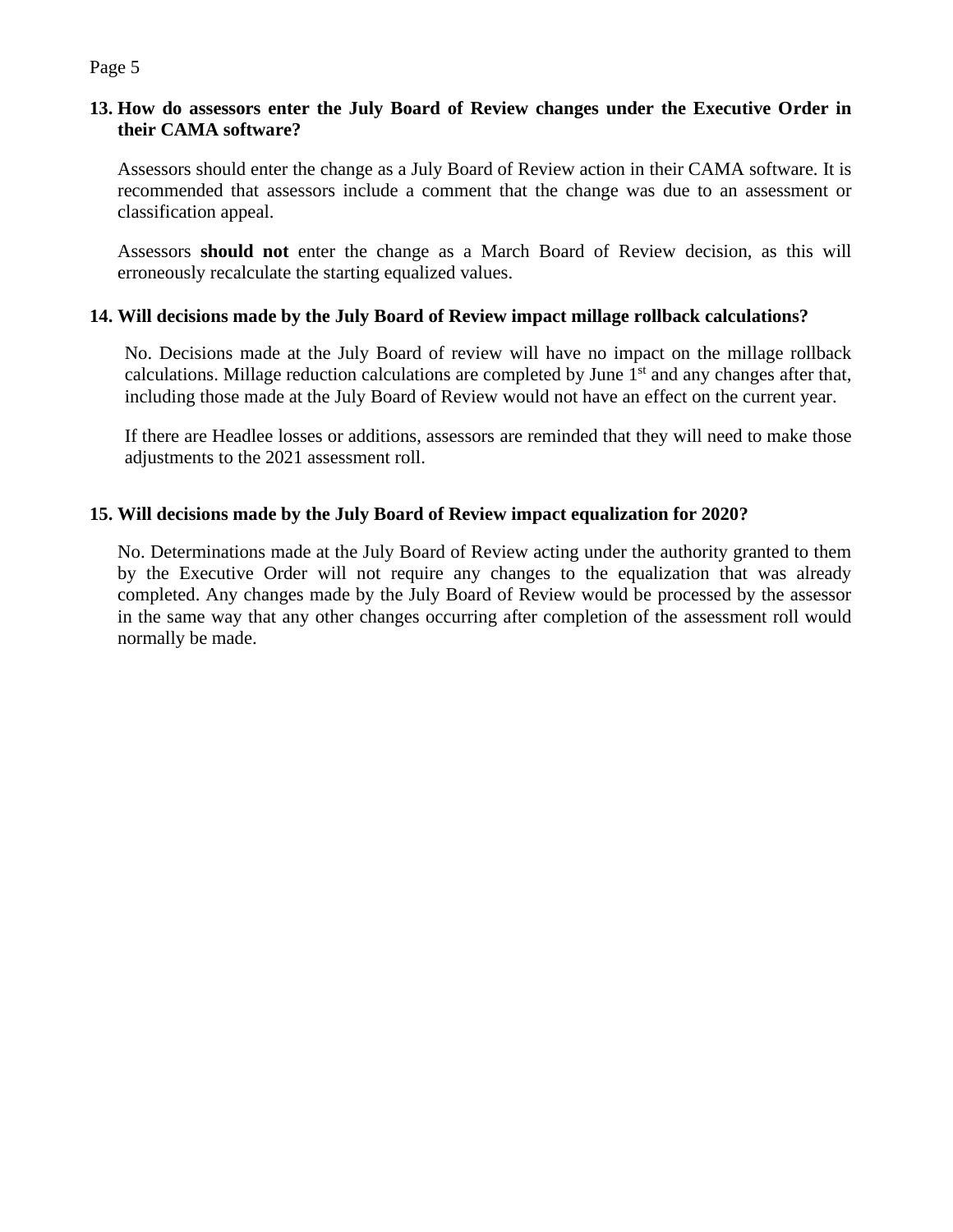**13. How do assessors enter the July Board of Review changes under the Executive Order in their CAMA software?**

Assessors should enter the change as a July Board of Review action in their CAMA software. It is recommended that assessors include a comment that the change was due to an assessment or classification appeal.

Assessors **should not** enter the change as a March Board of Review decision, as this will erroneously recalculate the starting equalized values.

**14. Will decisions made by the July Board of Review impact millage rollback calculations?**

No. Decisions made at the July Board of review will have no impact on the millage rollback calculations. Millage reduction calculations are completed by June 1st and any changes after that, including those made at the July Board of Review would not have an effect on the current year.

If there are Headlee losses or additions, assessors are reminded that they will need to make those adjustments to the 2021 assessment roll.

**15. Will decisions made by the July Board of Review impact equalization for 2020?**

No. Determinations made at the July Board of Review acting under the authority granted to them by the Executive Order will not require any changes to the equalization that was already completed. Any changes made by the July Board of Review would be processed by the assessor in the same way that any other changes occurring after completion of the assessment roll would normally be made.